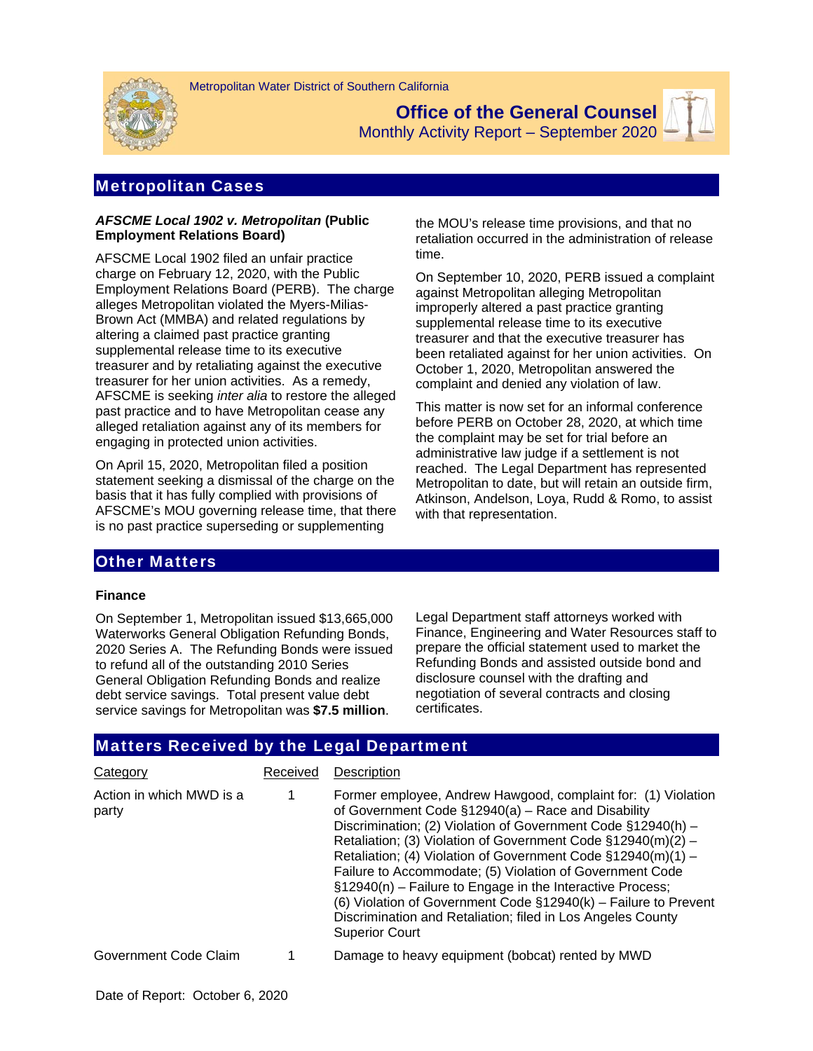Metropolitan Water District of Southern California

# Office of the General Counsel

Monthly Activity Report – September 2020

## Metropolitan Cases

### *AFSCME Local 1902 v. Metropolitan* (Public Employment Relations Board)

AFSCME Local 1902 filed an unfair practice charge on February 12, 2020, with the Public Employment Relations Board (PERB). The charge alleges Metropolitan violated the Myers-Milias-Brown Act (MMBA) and related regulations by altering a claimed past practice granting supplemental release time to its executive treasurer and by retaliating against the executive treasurer for her union activities. As a remedy, AFSCME is seeking *inter alia* to restore the alleged past practice and to have Metropolitan cease any alleged retaliation against any of its members for engaging in protected union activities.

On April 15, 2020, Metropolitan filed a position statement seeking a dismissal of the charge on the basis that it has fully complied with provisions of AFSCME's MOU governing release time, that there is no past practice superseding or supplementing the MOU's release time provisions, and that no retaliation occurred in the administration of release time.

On September 10, 2020, PERB issued a complaint against Metropolitan alleging Metropolitan improperly altered a past practice granting supplemental release time to its executive treasurer and that the executive treasurer has been retaliated against for her union activities. On October 1, 2020, Metropolitan answered the complaint and denied any violation of law.

This matter is now set for an informal conference before PERB on October 28, 2020, at which time the complaint may be set for trial before an administrative law judge if a settlement is not reached. The Legal Department has represented Metropolitan to date, but will retain an outside firm, Atkinson, Andelson, Loya, Rudd & Romo, to assist with that representation.

## Other Matters

### Finance

On September 1, Metropolitan issued $13,665,000 Waterworks General Obligation Refunding Bonds, 2020 Series A. The Refunding Bonds were issued to refund all of the outstanding 2010 Series General Obligation Refunding Bonds and realize debt service savings. Total present value debt service savings for Metropolitan was **$7.5 million**.

Legal Department staff attorneys worked with Finance, Engineering and Water Resources staff to prepare the official statement used to market the Refunding Bonds and assisted outside bond and disclosure counsel with the drafting and negotiation of several contracts and closing certificates.

## Matters Received by the Legal Department

| Category | Received | Description |
|---|---|---|
| Action in which MWD is a party | 1 | Former employee, Andrew Hawgood, complaint for: (1) Violation of Government Code §12940(a) – Race and Disability Discrimination; (2) Violation of Government Code §12940(h) – Retaliation; (3) Violation of Government Code §12940(m)(2) – Retaliation; (4) Violation of Government Code §12940(m)(1) – Failure to Accommodate; (5) Violation of Government Code §12940(n) – Failure to Engage in the Interactive Process; (6) Violation of Government Code §12940(k) – Failure to Prevent Discrimination and Retaliation; filed in Los Angeles County Superior Court |
| Government Code Claim | 1 | Damage to heavy equipment (bobcat) rented by MWD |

Date of Report: October 6, 2020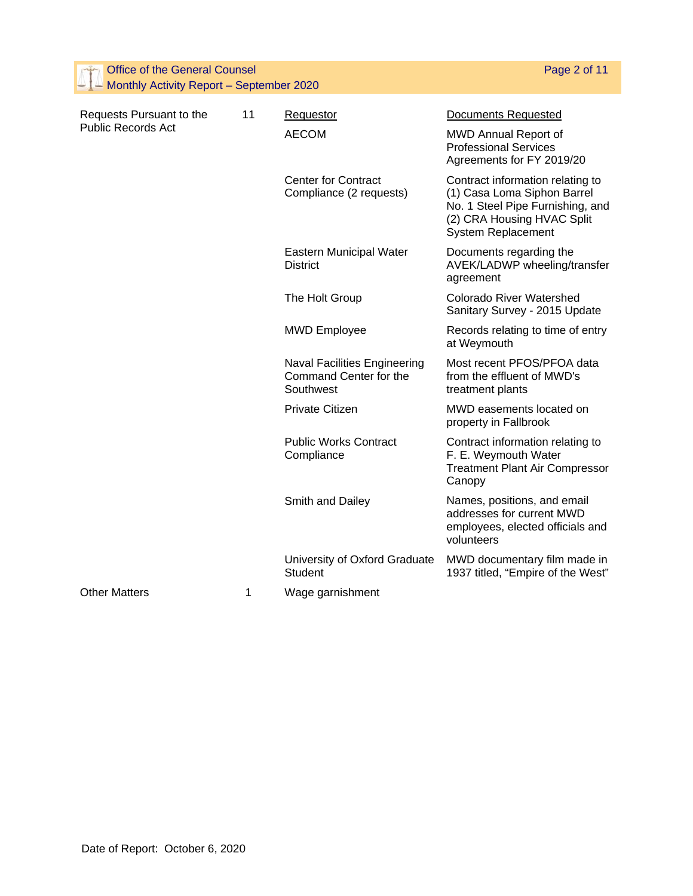| | | Requestor | Documents Requested |
|---|---|---|---|
| Requests Pursuant to the Public Records Act | 11 | AECOM | MWD Annual Report of Professional Services Agreements for FY 2019/20 |
| | | Center for Contract Compliance (2 requests) | Contract information relating to (1) Casa Loma Siphon Barrel No. 1 Steel Pipe Furnishing, and (2) CRA Housing HVAC Split System Replacement |
| | | Eastern Municipal Water District | Documents regarding the AVEK/LADWP wheeling/transfer agreement |
| | | The Holt Group | Colorado River Watershed Sanitary Survey - 2015 Update |
| | | MWD Employee | Records relating to time of entry at Weymouth |
| | | Naval Facilities Engineering Command Center for the Southwest | Most recent PFOS/PFOA data from the effluent of MWD's treatment plants |
| | | Private Citizen | MWD easements located on property in Fallbrook |
| | | Public Works Contract Compliance | Contract information relating to F. E. Weymouth Water Treatment Plant Air Compressor Canopy |
| | | Smith and Dailey | Names, positions, and email addresses for current MWD employees, elected officials and volunteers |
| | | University of Oxford Graduate Student | MWD documentary film made in 1937 titled, "Empire of the West" |
| Other Matters | 1 | Wage garnishment | |

Date of Report: October 6, 2020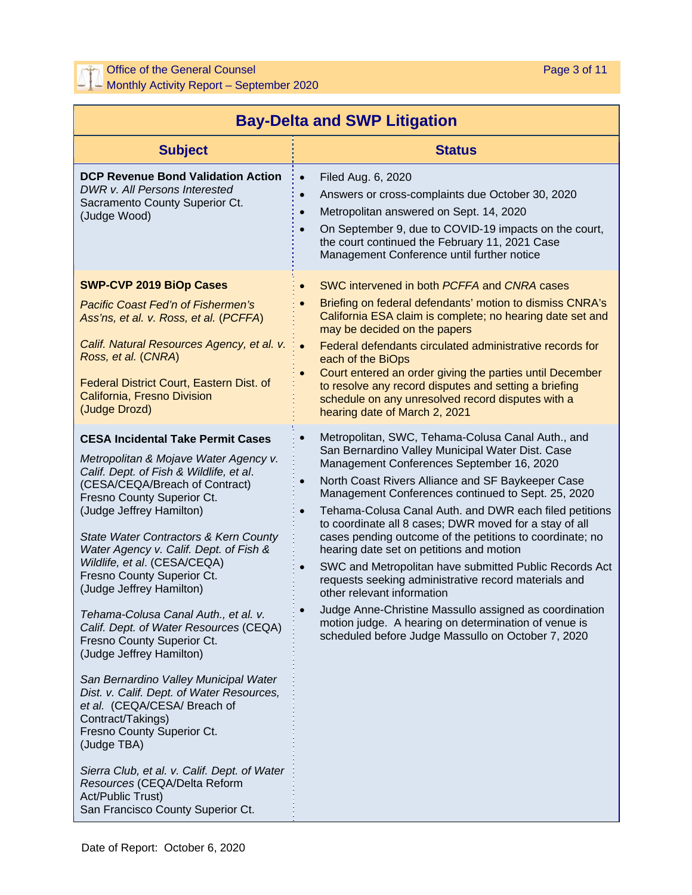## Bay-Delta and SWP Litigation

| Subject | Status |
|---|---|
| **DCP Revenue Bond Validation Action**<br>*DWR v. All Persons Interested*<br>Sacramento County Superior Ct.<br>(Judge Wood) | • Filed Aug. 6, 2020<br>• Answers or cross-complaints due October 30, 2020<br>• Metropolitan answered on Sept. 14, 2020<br>• On September 9, due to COVID-19 impacts on the court, the court continued the February 11, 2021 Case Management Conference until further notice |
| **SWP-CVP 2019 BiOp Cases**<br>*Pacific Coast Fed'n of Fishermen's Ass'ns, et al. v. Ross, et al.* (*PCFFA*)<br>*Calif. Natural Resources Agency, et al. v. Ross, et al.* (*CNRA*)<br>Federal District Court, Eastern Dist. of California, Fresno Division<br>(Judge Drozd) | • SWC intervened in both *PCFFA* and *CNRA* cases<br>• Briefing on federal defendants' motion to dismiss CNRA's California ESA claim is complete; no hearing date set and may be decided on the papers<br>• Federal defendants circulated administrative records for each of the BiOps<br>• Court entered an order giving the parties until December to resolve any record disputes and setting a briefing schedule on any unresolved record disputes with a hearing date of March 2, 2021 |
| **CESA Incidental Take Permit Cases**<br>*Metropolitan & Mojave Water Agency v. Calif. Dept. of Fish & Wildlife, et al.* (CESA/CEQA/Breach of Contract)<br>Fresno County Superior Ct.<br>(Judge Jeffrey Hamilton)<br><br>*State Water Contractors & Kern County Water Agency v. Calif. Dept. of Fish & Wildlife, et al.* (CESA/CEQA)<br>Fresno County Superior Ct.<br>(Judge Jeffrey Hamilton)<br><br>*Tehama-Colusa Canal Auth., et al. v. Calif. Dept. of Water Resources* (CEQA)<br>Fresno County Superior Ct.<br>(Judge Jeffrey Hamilton)<br><br>*San Bernardino Valley Municipal Water Dist. v. Calif. Dept. of Water Resources, et al.* (CEQA/CESA/ Breach of Contract/Takings)<br>Fresno County Superior Ct.<br>(Judge TBA)<br><br>*Sierra Club, et al. v. Calif. Dept. of Water Resources* (CEQA/Delta Reform Act/Public Trust)<br>San Francisco County Superior Ct. | • Metropolitan, SWC, Tehama-Colusa Canal Auth., and San Bernardino Valley Municipal Water Dist. Case Management Conferences September 16, 2020<br>• North Coast Rivers Alliance and SF Baykeeper Case Management Conferences continued to Sept. 25, 2020<br>• Tehama-Colusa Canal Auth. and DWR each filed petitions to coordinate all 8 cases; DWR moved for a stay of all cases pending outcome of the petitions to coordinate; no hearing date set on petitions and motion<br>• SWC and Metropolitan have submitted Public Records Act requests seeking administrative record materials and other relevant information<br>• Judge Anne-Christine Massullo assigned as coordination motion judge. A hearing on determination of venue is scheduled before Judge Massullo on October 7, 2020 |

Date of Report: October 6, 2020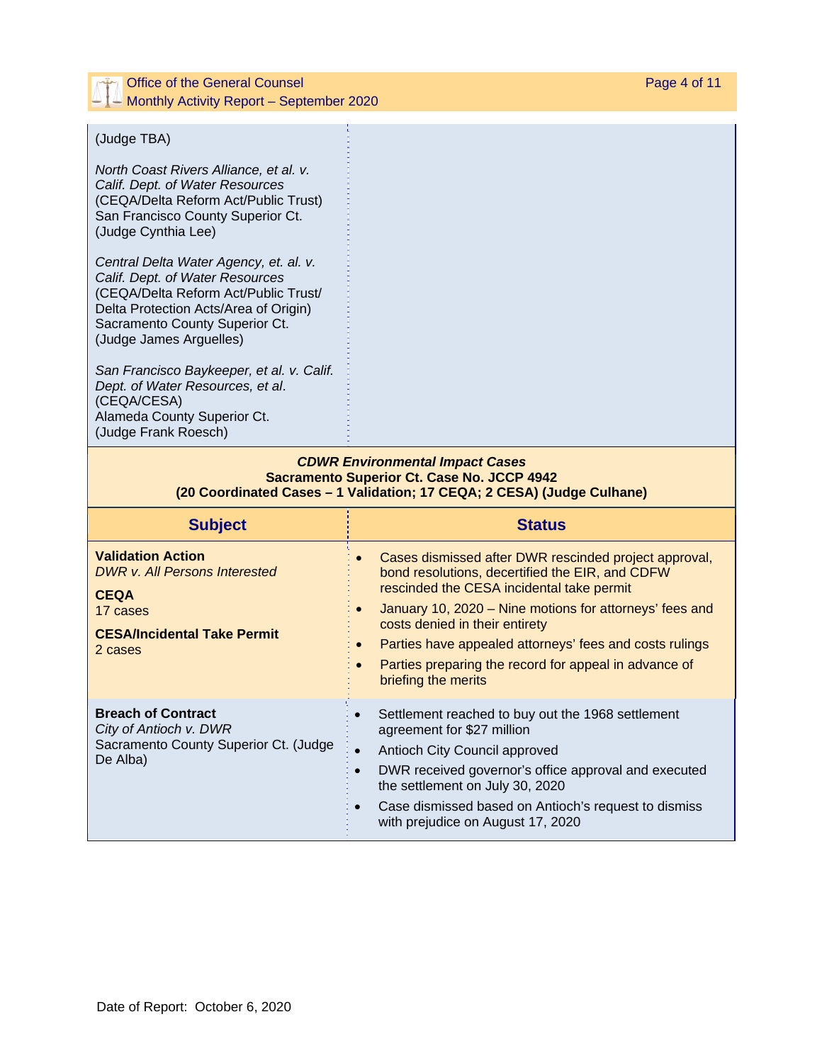| | |
|---|---|
| (Judge TBA)<br><br>*North Coast Rivers Alliance, et al. v. Calif. Dept. of Water Resources*<br>(CEQA/Delta Reform Act/Public Trust)<br>San Francisco County Superior Ct.<br>(Judge Cynthia Lee)<br><br>*Central Delta Water Agency, et. al. v. Calif. Dept. of Water Resources*<br>(CEQA/Delta Reform Act/Public Trust/ Delta Protection Acts/Area of Origin)<br>Sacramento County Superior Ct.<br>(Judge James Arguelles)<br><br>*San Francisco Baykeeper, et al. v. Calif. Dept. of Water Resources, et al.*<br>(CEQA/CESA)<br>Alameda County Superior Ct.<br>(Judge Frank Roesch) | |

***CDWR Environmental Impact Cases***
**Sacramento Superior Ct. Case No. JCCP 4942**
**(20 Coordinated Cases – 1 Validation; 17 CEQA; 2 CESA) (Judge Culhane)**

| Subject | Status |
|---|---|
| **Validation Action**<br>*DWR v. All Persons Interested*<br><br>**CEQA**<br>17 cases<br><br>**CESA/Incidental Take Permit**<br>2 cases | • Cases dismissed after DWR rescinded project approval, bond resolutions, decertified the EIR, and CDFW rescinded the CESA incidental take permit<br>• January 10, 2020 – Nine motions for attorneys' fees and costs denied in their entirety<br>• Parties have appealed attorneys' fees and costs rulings<br>• Parties preparing the record for appeal in advance of briefing the merits |
| **Breach of Contract**<br>*City of Antioch v. DWR*<br>Sacramento County Superior Ct. (Judge De Alba) | • Settlement reached to buy out the 1968 settlement agreement for $27 million<br>• Antioch City Council approved<br>• DWR received governor's office approval and executed the settlement on July 30, 2020<br>• Case dismissed based on Antioch's request to dismiss with prejudice on August 17, 2020 |

Date of Report: October 6, 2020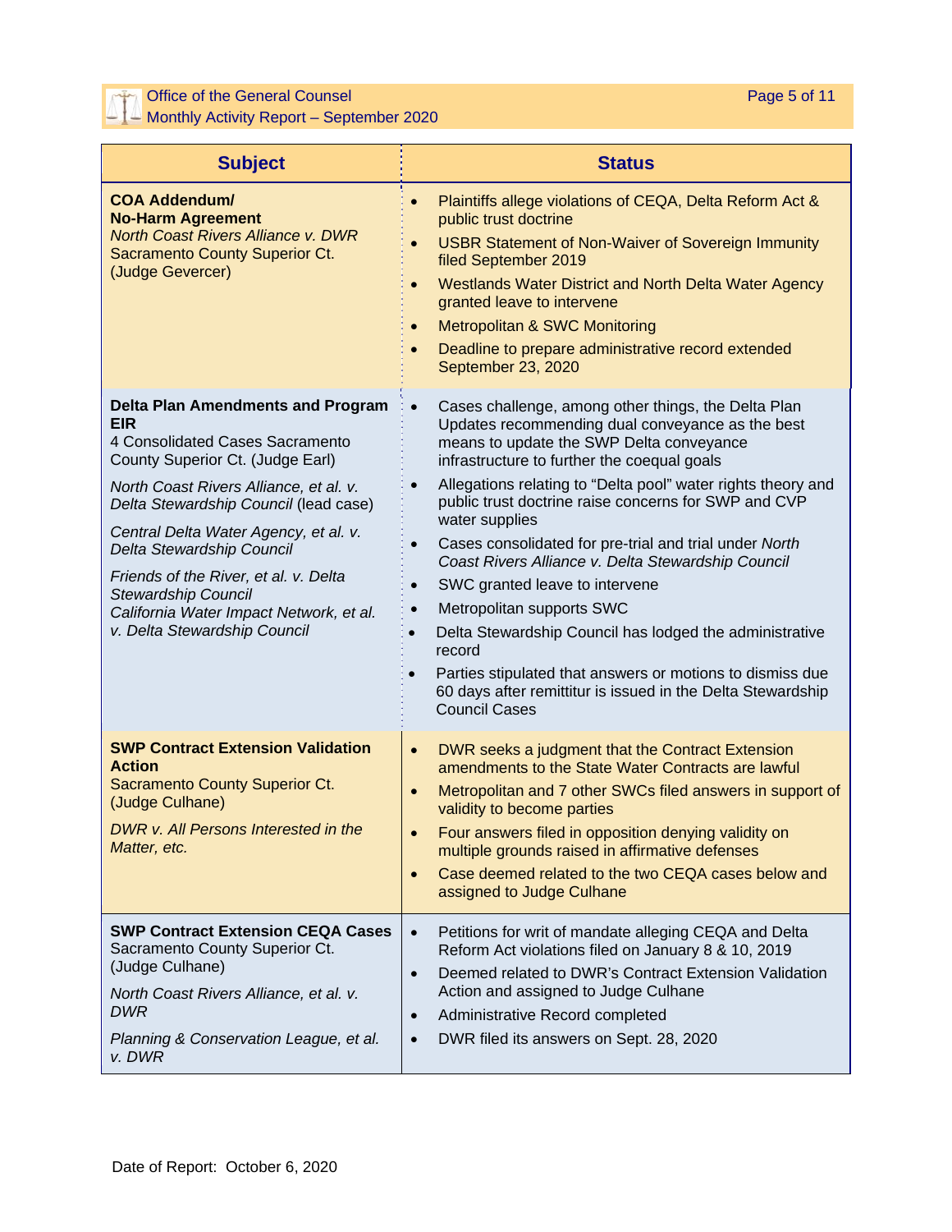| Subject | Status |
|---|---|
| **COA Addendum/ No-Harm Agreement**<br>*North Coast Rivers Alliance v. DWR*<br>Sacramento County Superior Ct. (Judge Gevercer) | • Plaintiffs allege violations of CEQA, Delta Reform Act & public trust doctrine<br>• USBR Statement of Non-Waiver of Sovereign Immunity filed September 2019<br>• Westlands Water District and North Delta Water Agency granted leave to intervene<br>• Metropolitan & SWC Monitoring<br>• Deadline to prepare administrative record extended September 23, 2020 |
| **Delta Plan Amendments and Program EIR**<br>4 Consolidated Cases Sacramento County Superior Ct. (Judge Earl)<br>*North Coast Rivers Alliance, et al. v. Delta Stewardship Council* (lead case)<br>*Central Delta Water Agency, et al. v. Delta Stewardship Council*<br>*Friends of the River, et al. v. Delta Stewardship Council*<br>*California Water Impact Network, et al. v. Delta Stewardship Council* | • Cases challenge, among other things, the Delta Plan Updates recommending dual conveyance as the best means to update the SWP Delta conveyance infrastructure to further the coequal goals<br>• Allegations relating to "Delta pool" water rights theory and public trust doctrine raise concerns for SWP and CVP water supplies<br>• Cases consolidated for pre-trial and trial under *North Coast Rivers Alliance v. Delta Stewardship Council*<br>• SWC granted leave to intervene<br>• Metropolitan supports SWC<br>• Delta Stewardship Council has lodged the administrative record<br>• Parties stipulated that answers or motions to dismiss due 60 days after remittitur is issued in the Delta Stewardship Council Cases |
| **SWP Contract Extension Validation Action**<br>Sacramento County Superior Ct. (Judge Culhane)<br>*DWR v. All Persons Interested in the Matter, etc.* | • DWR seeks a judgment that the Contract Extension amendments to the State Water Contracts are lawful<br>• Metropolitan and 7 other SWCs filed answers in support of validity to become parties<br>• Four answers filed in opposition denying validity on multiple grounds raised in affirmative defenses<br>• Case deemed related to the two CEQA cases below and assigned to Judge Culhane |
| **SWP Contract Extension CEQA Cases**<br>Sacramento County Superior Ct. (Judge Culhane)<br>*North Coast Rivers Alliance, et al. v. DWR*<br>*Planning & Conservation League, et al. v. DWR* | • Petitions for writ of mandate alleging CEQA and Delta Reform Act violations filed on January 8 & 10, 2019<br>• Deemed related to DWR's Contract Extension Validation Action and assigned to Judge Culhane<br>• Administrative Record completed<br>• DWR filed its answers on Sept. 28, 2020 |

Date of Report: October 6, 2020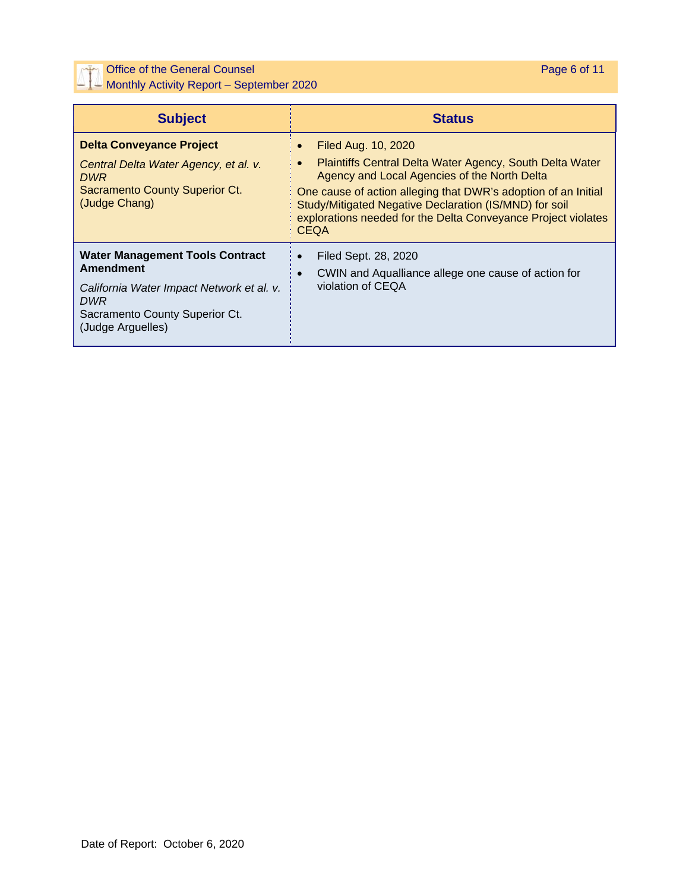| Subject | Status |
|---|---|
| **Delta Conveyance Project**<br>*Central Delta Water Agency, et al. v. DWR*<br>Sacramento County Superior Ct. (Judge Chang) | • Filed Aug. 10, 2020<br>• Plaintiffs Central Delta Water Agency, South Delta Water Agency and Local Agencies of the North Delta<br>One cause of action alleging that DWR's adoption of an Initial Study/Mitigated Negative Declaration (IS/MND) for soil explorations needed for the Delta Conveyance Project violates CEQA |
| **Water Management Tools Contract Amendment**<br>*California Water Impact Network et al. v. DWR*<br>Sacramento County Superior Ct. (Judge Arguelles) | • Filed Sept. 28, 2020<br>• CWIN and Aqualliance allege one cause of action for violation of CEQA |

Date of Report: October 6, 2020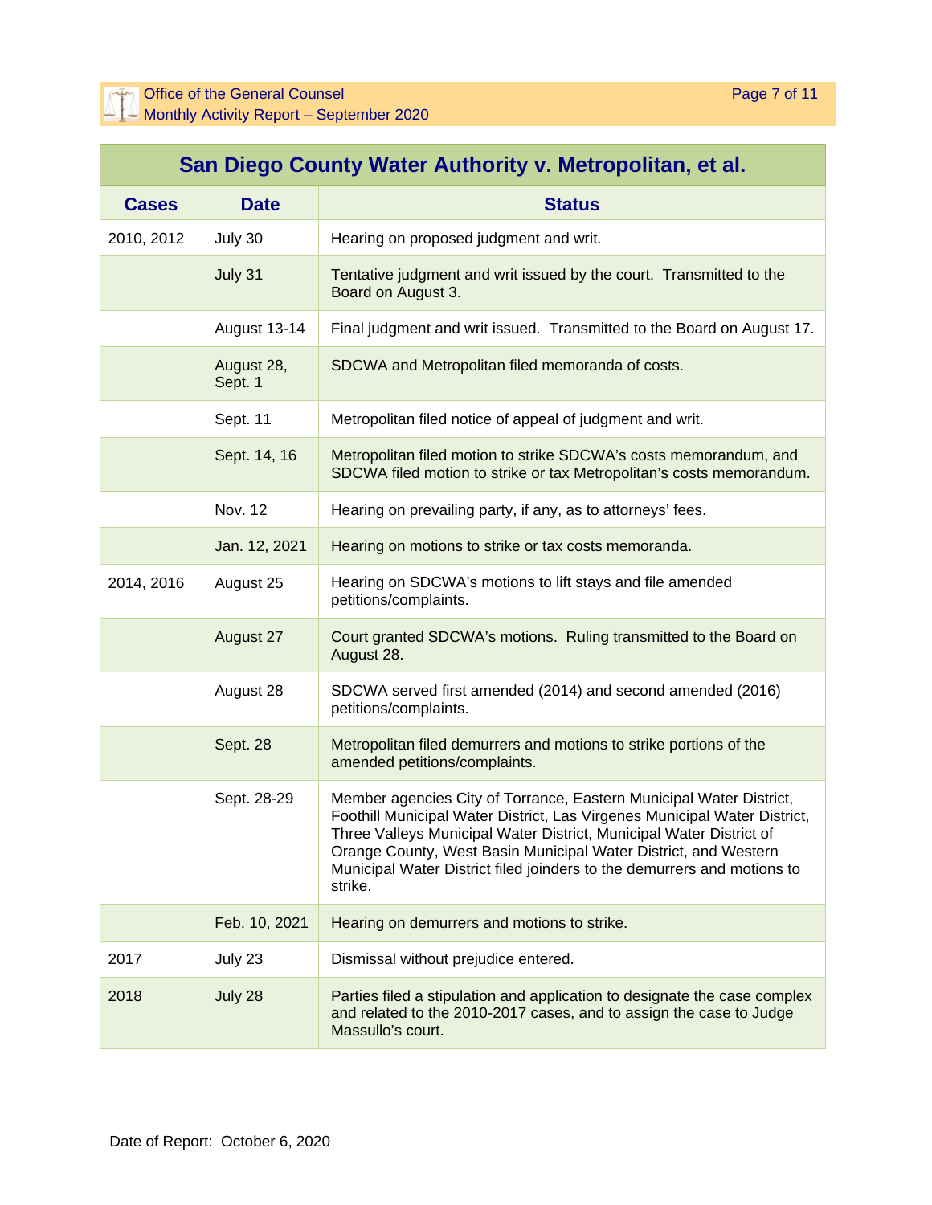## San Diego County Water Authority v. Metropolitan, et al.

| Cases | Date | Status |
|---|---|---|
| 2010, 2012 | July 30 | Hearing on proposed judgment and writ. |
| | July 31 | Tentative judgment and writ issued by the court. Transmitted to the Board on August 3. |
| | August 13-14 | Final judgment and writ issued. Transmitted to the Board on August 17. |
| | August 28, Sept. 1 | SDCWA and Metropolitan filed memoranda of costs. |
| | Sept. 11 | Metropolitan filed notice of appeal of judgment and writ. |
| | Sept. 14, 16 | Metropolitan filed motion to strike SDCWA's costs memorandum, and SDCWA filed motion to strike or tax Metropolitan's costs memorandum. |
| | Nov. 12 | Hearing on prevailing party, if any, as to attorneys' fees. |
| | Jan. 12, 2021 | Hearing on motions to strike or tax costs memoranda. |
| 2014, 2016 | August 25 | Hearing on SDCWA's motions to lift stays and file amended petitions/complaints. |
| | August 27 | Court granted SDCWA's motions. Ruling transmitted to the Board on August 28. |
| | August 28 | SDCWA served first amended (2014) and second amended (2016) petitions/complaints. |
| | Sept. 28 | Metropolitan filed demurrers and motions to strike portions of the amended petitions/complaints. |
| | Sept. 28-29 | Member agencies City of Torrance, Eastern Municipal Water District, Foothill Municipal Water District, Las Virgenes Municipal Water District, Three Valleys Municipal Water District, Municipal Water District of Orange County, West Basin Municipal Water District, and Western Municipal Water District filed joinders to the demurrers and motions to strike. |
| | Feb. 10, 2021 | Hearing on demurrers and motions to strike. |
| 2017 | July 23 | Dismissal without prejudice entered. |
| 2018 | July 28 | Parties filed a stipulation and application to designate the case complex and related to the 2010-2017 cases, and to assign the case to Judge Massullo's court. |

Date of Report: October 6, 2020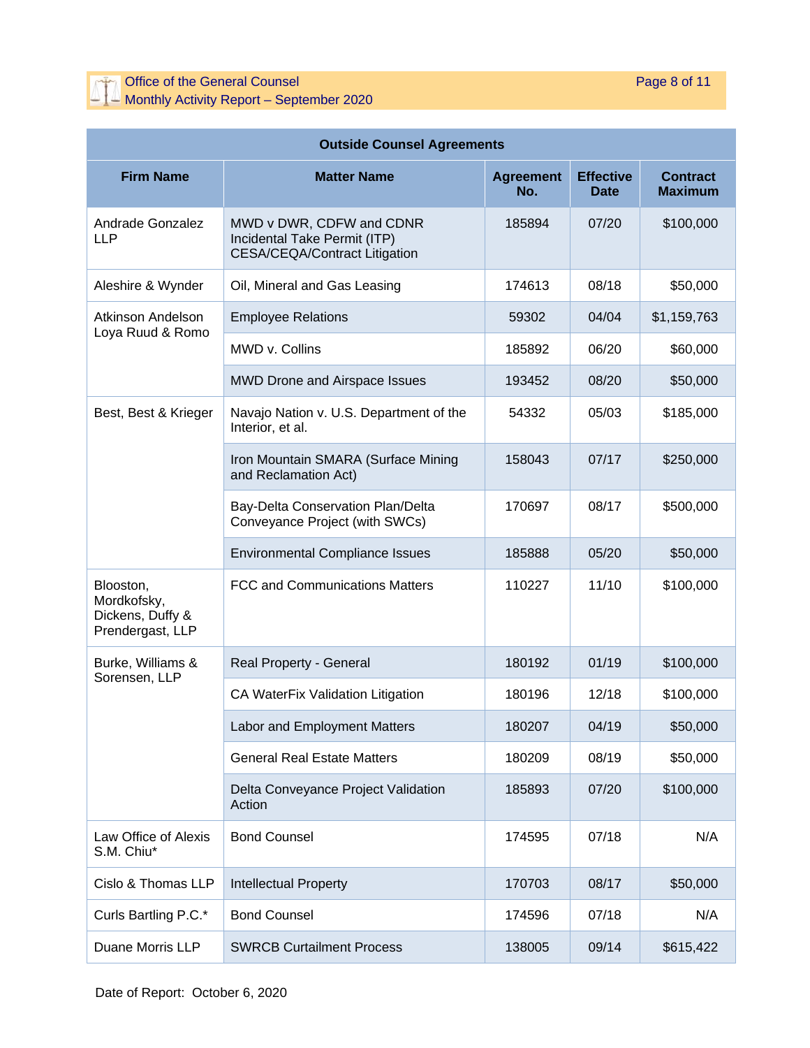| Outside Counsel Agreements | | | | |
|---|---|---|---|---|
| **Firm Name** | **Matter Name** | **Agreement No.** | **Effective Date** | **Contract Maximum** |
| Andrade Gonzalez LLP | MWD v DWR, CDFW and CDNR Incidental Take Permit (ITP) CESA/CEQA/Contract Litigation | 185894 | 07/20 | $100,000 |
| Aleshire & Wynder | Oil, Mineral and Gas Leasing | 174613 | 08/18 | $50,000 |
| Atkinson Andelson Loya Ruud & Romo | Employee Relations | 59302 | 04/04 | $1,159,763 |
| | MWD v. Collins | 185892 | 06/20 | $60,000 |
| | MWD Drone and Airspace Issues | 193452 | 08/20 | $50,000 |
| Best, Best & Krieger | Navajo Nation v. U.S. Department of the Interior, et al. | 54332 | 05/03 | $185,000 |
| | Iron Mountain SMARA (Surface Mining and Reclamation Act) | 158043 | 07/17 | $250,000 |
| | Bay-Delta Conservation Plan/Delta Conveyance Project (with SWCs) | 170697 | 08/17 | $500,000 |
| | Environmental Compliance Issues | 185888 | 05/20 | $50,000 |
| Blooston, Mordkofsky, Dickens, Duffy & Prendergast, LLP | FCC and Communications Matters | 110227 | 11/10 | $100,000 |
| Burke, Williams & Sorensen, LLP | Real Property - General | 180192 | 01/19 | $100,000 |
| | CA WaterFix Validation Litigation | 180196 | 12/18 | $100,000 |
| | Labor and Employment Matters | 180207 | 04/19 | $50,000 |
| | General Real Estate Matters | 180209 | 08/19 | $50,000 |
| | Delta Conveyance Project Validation Action | 185893 | 07/20 | $100,000 |
| Law Office of Alexis S.M. Chiu* | Bond Counsel | 174595 | 07/18 | N/A |
| Cislo & Thomas LLP | Intellectual Property | 170703 | 08/17 | $50,000 |
| Curls Bartling P.C.* | Bond Counsel | 174596 | 07/18 | N/A |
| Duane Morris LLP | SWRCB Curtailment Process | 138005 | 09/14 | $615,422 |

Date of Report: October 6, 2020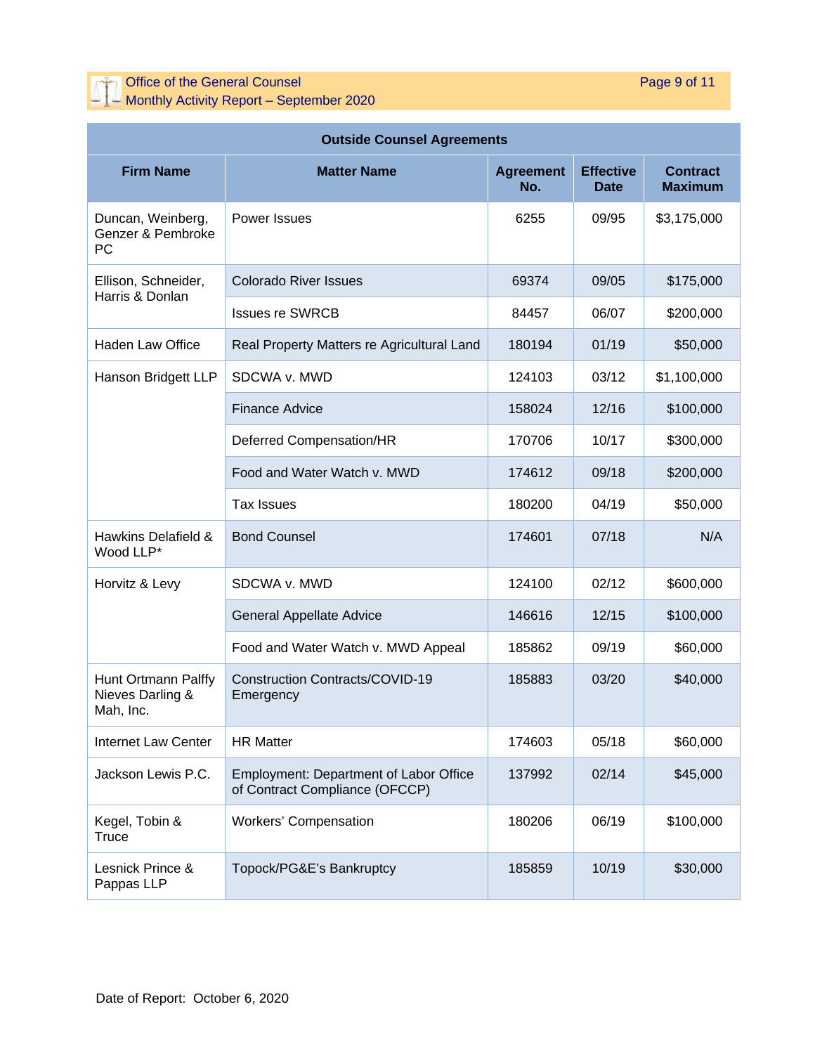| Outside Counsel Agreements | | | | |
|---|---|---|---|---|
| **Firm Name** | **Matter Name** | **Agreement No.** | **Effective Date** | **Contract Maximum** |
| Duncan, Weinberg, Genzer & Pembroke PC | Power Issues | 6255 | 09/95 | $3,175,000 |
| Ellison, Schneider, Harris & Donlan | Colorado River Issues | 69374 | 09/05 | $175,000 |
| | Issues re SWRCB | 84457 | 06/07 | $200,000 |
| Haden Law Office | Real Property Matters re Agricultural Land | 180194 | 01/19 | $50,000 |
| Hanson Bridgett LLP | SDCWA v. MWD | 124103 | 03/12 | $1,100,000 |
| | Finance Advice | 158024 | 12/16 | $100,000 |
| | Deferred Compensation/HR | 170706 | 10/17 | $300,000 |
| | Food and Water Watch v. MWD | 174612 | 09/18 | $200,000 |
| | Tax Issues | 180200 | 04/19 | $50,000 |
| Hawkins Delafield & Wood LLP* | Bond Counsel | 174601 | 07/18 | N/A |
| Horvitz & Levy | SDCWA v. MWD | 124100 | 02/12 | $600,000 |
| | General Appellate Advice | 146616 | 12/15 | $100,000 |
| | Food and Water Watch v. MWD Appeal | 185862 | 09/19 | $60,000 |
| Hunt Ortmann Palffy Nieves Darling & Mah, Inc. | Construction Contracts/COVID-19 Emergency | 185883 | 03/20 | $40,000 |
| Internet Law Center | HR Matter | 174603 | 05/18 | $60,000 |
| Jackson Lewis P.C. | Employment: Department of Labor Office of Contract Compliance (OFCCP) | 137992 | 02/14 | $45,000 |
| Kegel, Tobin & Truce | Workers' Compensation | 180206 | 06/19 | $100,000 |
| Lesnick Prince & Pappas LLP | Topock/PG&E's Bankruptcy | 185859 | 10/19 | $30,000 |

Date of Report: October 6, 2020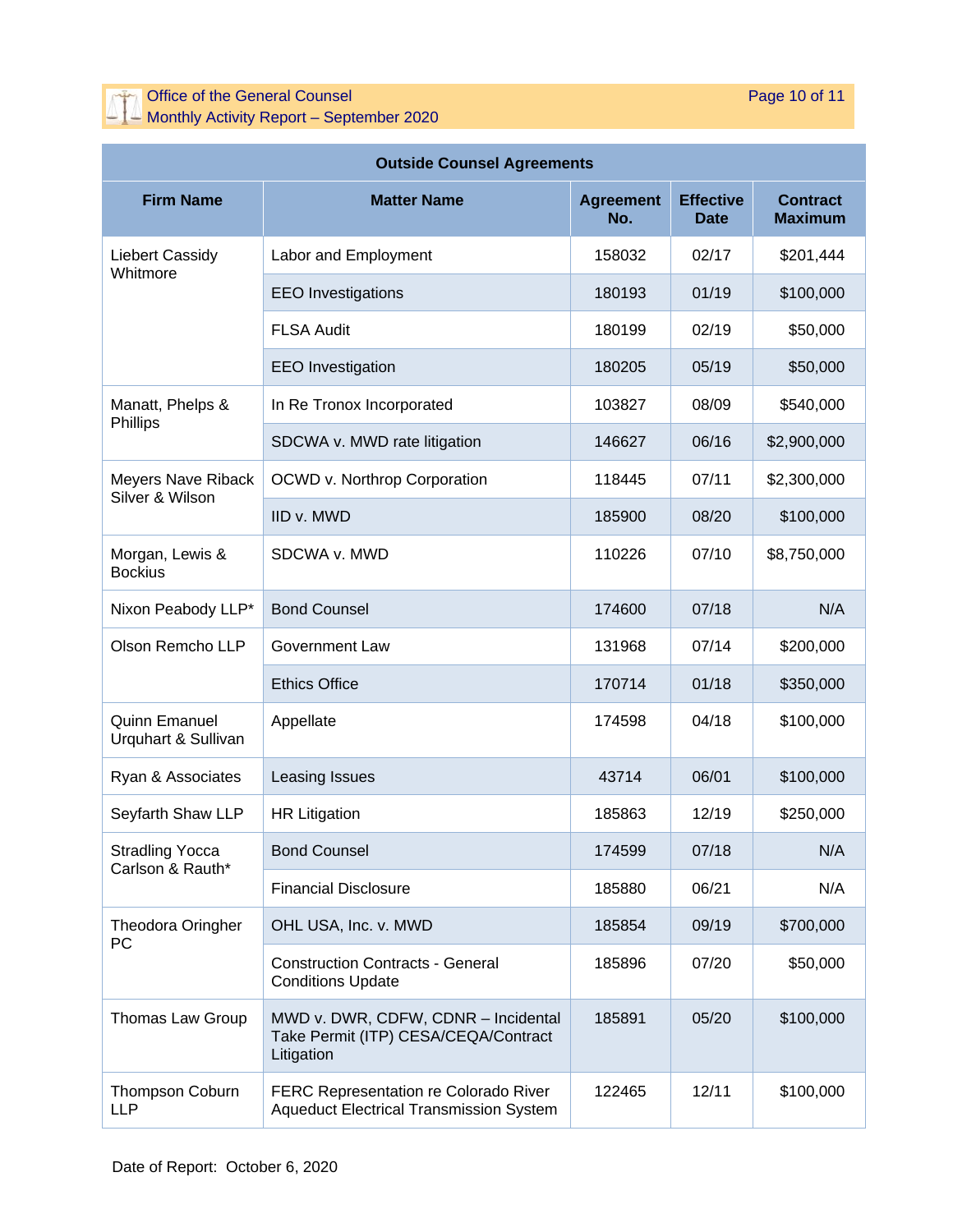| Outside Counsel Agreements | | | | |
|---|---|---|---|---|
| **Firm Name** | **Matter Name** | **Agreement No.** | **Effective Date** | **Contract Maximum** |
| Liebert Cassidy Whitmore | Labor and Employment | 158032 | 02/17 | $201,444 |
| | EEO Investigations | 180193 | 01/19 | $100,000 |
| | FLSA Audit | 180199 | 02/19 | $50,000 |
| | EEO Investigation | 180205 | 05/19 | $50,000 |
| Manatt, Phelps & Phillips | In Re Tronox Incorporated | 103827 | 08/09 | $540,000 |
| | SDCWA v. MWD rate litigation | 146627 | 06/16 | $2,900,000 |
| Meyers Nave Riback Silver & Wilson | OCWD v. Northrop Corporation | 118445 | 07/11 | $2,300,000 |
| | IID v. MWD | 185900 | 08/20 | $100,000 |
| Morgan, Lewis & Bockius | SDCWA v. MWD | 110226 | 07/10 | $8,750,000 |
| Nixon Peabody LLP* | Bond Counsel | 174600 | 07/18 | N/A |
| Olson Remcho LLP | Government Law | 131968 | 07/14 | $200,000 |
| | Ethics Office | 170714 | 01/18 | $350,000 |
| Quinn Emanuel Urquhart & Sullivan | Appellate | 174598 | 04/18 | $100,000 |
| Ryan & Associates | Leasing Issues | 43714 | 06/01 | $100,000 |
| Seyfarth Shaw LLP | HR Litigation | 185863 | 12/19 | $250,000 |
| Stradling Yocca Carlson & Rauth* | Bond Counsel | 174599 | 07/18 | N/A |
| | Financial Disclosure | 185880 | 06/21 | N/A |
| Theodora Oringher PC | OHL USA, Inc. v. MWD | 185854 | 09/19 | $700,000 |
| | Construction Contracts - General Conditions Update | 185896 | 07/20 | $50,000 |
| Thomas Law Group | MWD v. DWR, CDFW, CDNR – Incidental Take Permit (ITP) CESA/CEQA/Contract Litigation | 185891 | 05/20 | $100,000 |
| Thompson Coburn LLP | FERC Representation re Colorado River Aqueduct Electrical Transmission System | 122465 | 12/11 | $100,000 |

Date of Report: October 6, 2020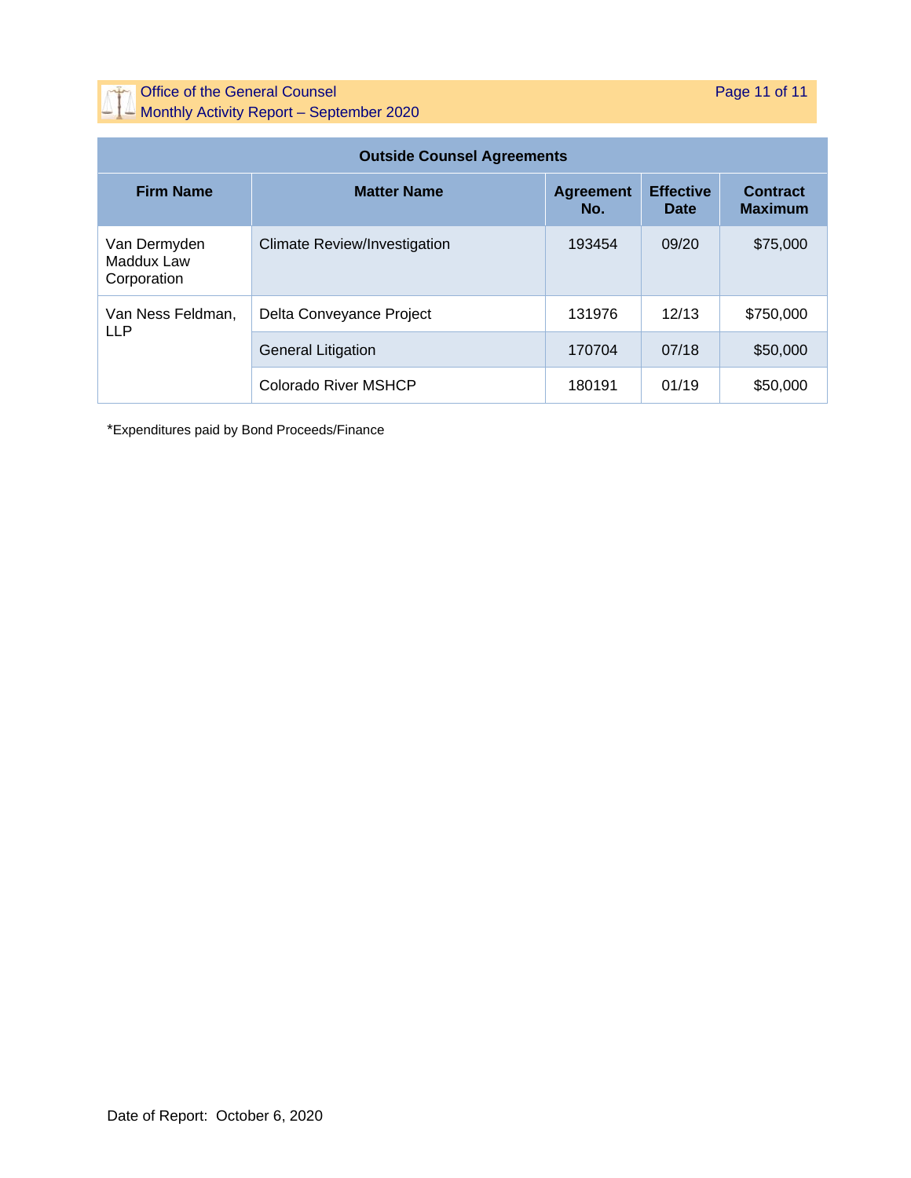| Outside Counsel Agreements | | | | |
|---|---|---|---|---|
| **Firm Name** | **Matter Name** | **Agreement No.** | **Effective Date** | **Contract Maximum** |
| Van Dermyden Maddux Law Corporation | Climate Review/Investigation | 193454 | 09/20 | $75,000 |
| Van Ness Feldman, LLP | Delta Conveyance Project | 131976 | 12/13 | $750,000 |
| | General Litigation | 170704 | 07/18 | $50,000 |
| | Colorado River MSHCP | 180191 | 01/19 | $50,000 |

*Expenditures paid by Bond Proceeds/Finance

Date of Report: October 6, 2020